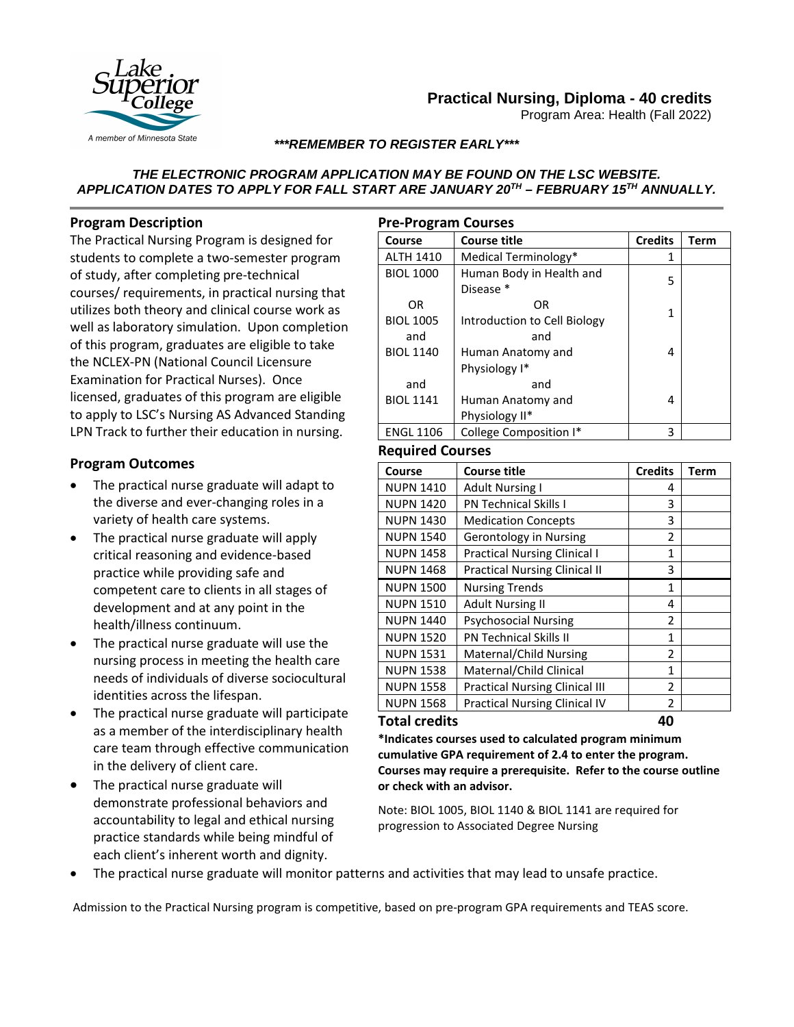# Practical Nursing, Diploma - 40 credits

Program Area: Health (Fall 2022)

***REMEMBER TO REGISTER EARLY***

***THE ELECTRONIC PROGRAM APPLICATION MAY BE FOUND ON THE LSC WEBSITE. APPLICATION DATES TO APPLY FOR FALL START ARE JANUARY 20TH – FEBRUARY 15TH ANNUALLY.***

## Program Description

The Practical Nursing Program is designed for students to complete a two-semester program of study, after completing pre-technical courses/ requirements, in practical nursing that utilizes both theory and clinical course work as well as laboratory simulation. Upon completion of this program, graduates are eligible to take the NCLEX-PN (National Council Licensure Examination for Practical Nurses). Once licensed, graduates of this program are eligible to apply to LSC's Nursing AS Advanced Standing LPN Track to further their education in nursing.

## Program Outcomes

- The practical nurse graduate will adapt to the diverse and ever-changing roles in a variety of health care systems.
- The practical nurse graduate will apply critical reasoning and evidence-based practice while providing safe and competent care to clients in all stages of development and at any point in the health/illness continuum.
- The practical nurse graduate will use the nursing process in meeting the health care needs of individuals of diverse sociocultural identities across the lifespan.
- The practical nurse graduate will participate as a member of the interdisciplinary health care team through effective communication in the delivery of client care.
- The practical nurse graduate will demonstrate professional behaviors and accountability to legal and ethical nursing practice standards while being mindful of each client's inherent worth and dignity.
- The practical nurse graduate will monitor patterns and activities that may lead to unsafe practice.

## Pre-Program Courses

| Course | Course title | Credits | Term |
|---|---|---|---|
| ALTH 1410 | Medical Terminology* | 1 | |
| BIOL 1000 | Human Body in Health and Disease * | 5 | |
| OR | OR | | |
| BIOL 1005 | Introduction to Cell Biology | 1 | |
| and | and | | |
| BIOL 1140 | Human Anatomy and Physiology I* | 4 | |
| and | and | | |
| BIOL 1141 | Human Anatomy and Physiology II* | 4 | |
| ENGL 1106 | College Composition I* | 3 | |

## Required Courses

| Course | Course title | Credits | Term |
|---|---|---|---|
| NUPN 1410 | Adult Nursing I | 4 | |
| NUPN 1420 | PN Technical Skills I | 3 | |
| NUPN 1430 | Medication Concepts | 3 | |
| NUPN 1540 | Gerontology in Nursing | 2 | |
| NUPN 1458 | Practical Nursing Clinical I | 1 | |
| NUPN 1468 | Practical Nursing Clinical II | 3 | |
| NUPN 1500 | Nursing Trends | 1 | |
| NUPN 1510 | Adult Nursing II | 4 | |
| NUPN 1440 | Psychosocial Nursing | 2 | |
| NUPN 1520 | PN Technical Skills II | 1 | |
| NUPN 1531 | Maternal/Child Nursing | 2 | |
| NUPN 1538 | Maternal/Child Clinical | 1 | |
| NUPN 1558 | Practical Nursing Clinical III | 2 | |
| NUPN 1568 | Practical Nursing Clinical IV | 2 | |

**Total credits 40**

**\*Indicates courses used to calculated program minimum cumulative GPA requirement of 2.4 to enter the program. Courses may require a prerequisite. Refer to the course outline or check with an advisor.**

Note: BIOL 1005, BIOL 1140 & BIOL 1141 are required for progression to Associated Degree Nursing

Admission to the Practical Nursing program is competitive, based on pre-program GPA requirements and TEAS score.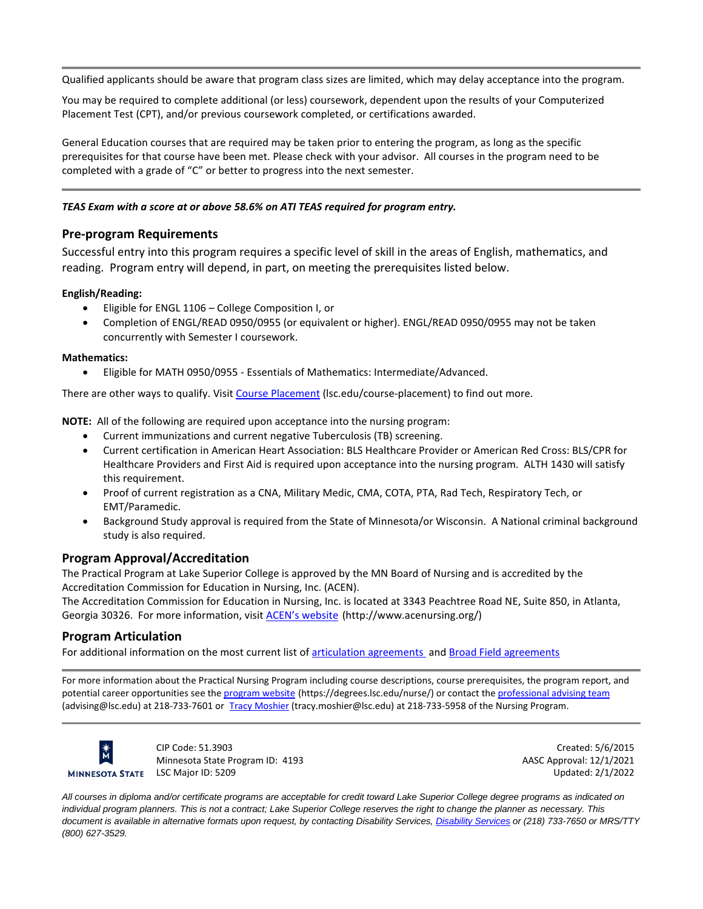Qualified applicants should be aware that program class sizes are limited, which may delay acceptance into the program.

You may be required to complete additional (or less) coursework, dependent upon the results of your Computerized Placement Test (CPT), and/or previous coursework completed, or certifications awarded.

General Education courses that are required may be taken prior to entering the program, as long as the specific prerequisites for that course have been met. Please check with your advisor. All courses in the program need to be completed with a grade of "C" or better to progress into the next semester.

***TEAS Exam with a score at or above 58.6% on ATI TEAS required for program entry.***

## Pre-program Requirements

Successful entry into this program requires a specific level of skill in the areas of English, mathematics, and reading. Program entry will depend, in part, on meeting the prerequisites listed below.

**English/Reading:**

- Eligible for ENGL 1106 – College Composition I, or
- Completion of ENGL/READ 0950/0955 (or equivalent or higher). ENGL/READ 0950/0955 may not be taken concurrently with Semester I coursework.

**Mathematics:**

- Eligible for MATH 0950/0955 - Essentials of Mathematics: Intermediate/Advanced.

There are other ways to qualify. Visit Course Placement (lsc.edu/course-placement) to find out more.

**NOTE:** All of the following are required upon acceptance into the nursing program:

- Current immunizations and current negative Tuberculosis (TB) screening.
- Current certification in American Heart Association: BLS Healthcare Provider or American Red Cross: BLS/CPR for Healthcare Providers and First Aid is required upon acceptance into the nursing program. ALTH 1430 will satisfy this requirement.
- Proof of current registration as a CNA, Military Medic, CMA, COTA, PTA, Rad Tech, Respiratory Tech, or EMT/Paramedic.
- Background Study approval is required from the State of Minnesota/or Wisconsin. A National criminal background study is also required.

## Program Approval/Accreditation

The Practical Program at Lake Superior College is approved by the MN Board of Nursing and is accredited by the Accreditation Commission for Education in Nursing, Inc. (ACEN).

The Accreditation Commission for Education in Nursing, Inc. is located at 3343 Peachtree Road NE, Suite 850, in Atlanta, Georgia 30326. For more information, visit ACEN's website (http://www.acenursing.org/)

## Program Articulation

For additional information on the most current list of articulation agreements and Broad Field agreements

For more information about the Practical Nursing Program including course descriptions, course prerequisites, the program report, and potential career opportunities see the program website (https://degrees.lsc.edu/nurse/) or contact the professional advising team (advising@lsc.edu) at 218-733-7601 or Tracy Moshier (tracy.moshier@lsc.edu) at 218-733-5958 of the Nursing Program.

MINNESOTA STATE

CIP Code: 51.3903
Minnesota State Program ID: 4193
LSC Major ID: 5209

Created: 5/6/2015
AASC Approval: 12/1/2021
Updated: 2/1/2022

*All courses in diploma and/or certificate programs are acceptable for credit toward Lake Superior College degree programs as indicated on individual program planners. This is not a contract; Lake Superior College reserves the right to change the planner as necessary. This document is available in alternative formats upon request, by contacting Disability Services, Disability Services or (218) 733-7650 or MRS/TTY (800) 627-3529.*